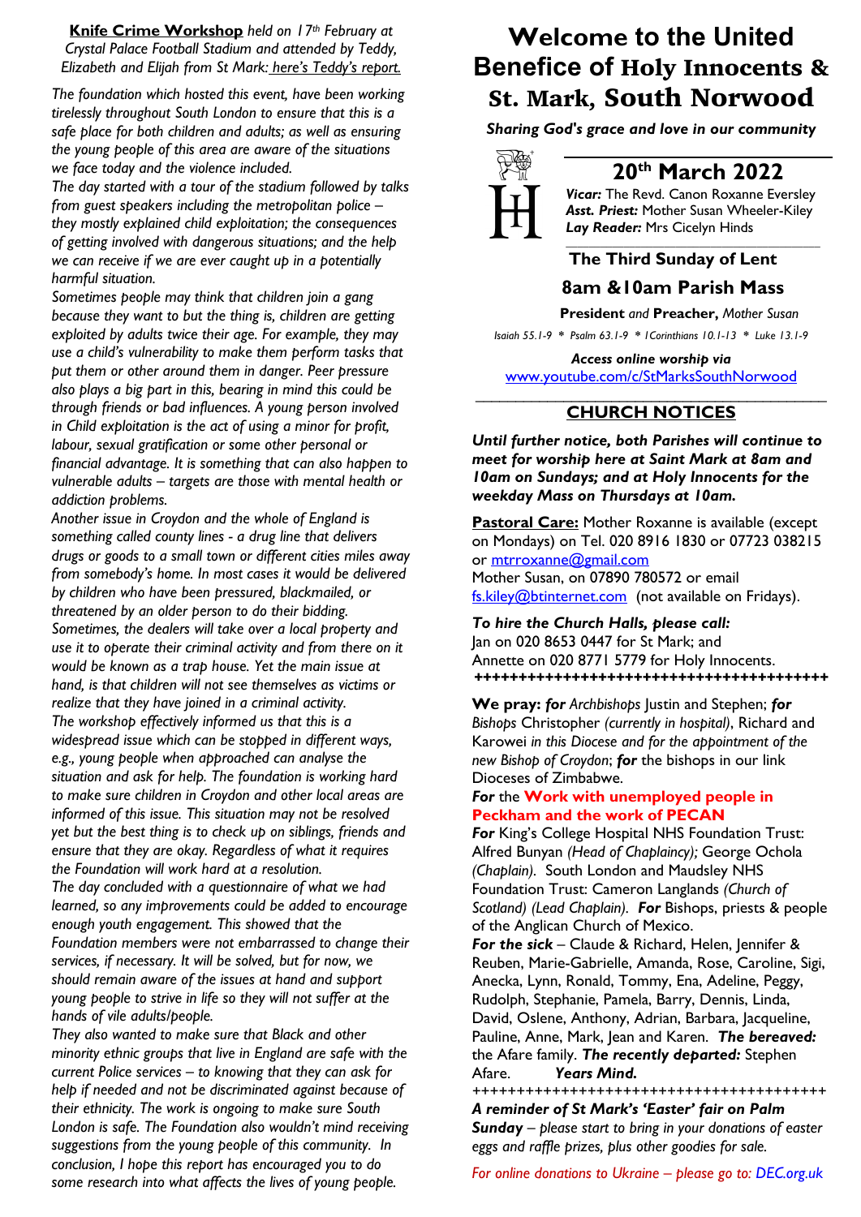**Knife Crime Workshop** *held on 17th February at Crystal Palace Football Stadium and attended by Teddy, Elizabeth and Elijah from St Mark: here's Teddy's report.*

*The foundation which hosted this event, have been working tirelessly throughout South London to ensure that this is a safe place for both children and adults; as well as ensuring the young people of this area are aware of the situations we face today and the violence included.*

*The day started with a tour of the stadium followed by talks from guest speakers including the metropolitan police – they mostly explained child exploitation; the consequences of getting involved with dangerous situations; and the help we can receive if we are ever caught up in a potentially harmful situation.*

*Sometimes people may think that children join a gang because they want to but the thing is, children are getting exploited by adults twice their age. For example, they may use a child's vulnerability to make them perform tasks that put them or other around them in danger. Peer pressure also plays a big part in this, bearing in mind this could be through friends or bad influences. A young person involved in Child exploitation is the act of using a minor for profit, labour, sexual gratification or some other personal or financial advantage. It is something that can also happen to vulnerable adults – targets are those with mental health or addiction problems.*

*Another issue in Croydon and the whole of England is something called county lines - a drug line that delivers drugs or goods to a small town or different cities miles away from somebody's home. In most cases it would be delivered by children who have been pressured, blackmailed, or threatened by an older person to do their bidding. Sometimes, the dealers will take over a local property and use it to operate their criminal activity and from there on it would be known as a trap house. Yet the main issue at hand, is that children will not see themselves as victims or realize that they have joined in a criminal activity.*

*The workshop effectively informed us that this is a widespread issue which can be stopped in different ways, e.g., young people when approached can analyse the situation and ask for help. The foundation is working hard to make sure children in Croydon and other local areas are informed of this issue. This situation may not be resolved yet but the best thing is to check up on siblings, friends and ensure that they are okay. Regardless of what it requires the Foundation will work hard at a resolution.*

*The day concluded with a questionnaire of what we had learned, so any improvements could be added to encourage enough youth engagement. This showed that the Foundation members were not embarrassed to change their services, if necessary. It will be solved, but for now, we should remain aware of the issues at hand and support young people to strive in life so they will not suffer at the hands of vile adults/people.*

*They also wanted to make sure that Black and other minority ethnic groups that live in England are safe with the current Police services – to knowing that they can ask for help if needed and not be discriminated against because of their ethnicity. The work is ongoing to make sure South London is safe. The Foundation also wouldn't mind receiving suggestions from the young people of this community. In conclusion, I hope this report has encouraged you to do some research into what affects the lives of young people.*

# Welcome to the United Benefice of Holy Innocents & St. Mark, South Norwood

***Sharing God's grace and love in our community***

## 20th March 2022

***Vicar:*** The Revd. Canon Roxanne Eversley
***Asst. Priest:*** Mother Susan Wheeler-Kiley
***Lay Reader:*** Mrs Cicelyn Hinds

### The Third Sunday of Lent

### 8am &10am Parish Mass

**President** *and* **Preacher,** *Mother Susan*

*Isaiah 55.1-9 * Psalm 63.1-9 * 1Corinthians 10.1-13 * Luke 13.1-9*

***Access online worship via***
www.youtube.com/c/StMarksSouthNorwood

## CHURCH NOTICES

***Until further notice, both Parishes will continue to meet for worship here at Saint Mark at 8am and 10am on Sundays; and at Holy Innocents for the weekday Mass on Thursdays at 10am.***

**Pastoral Care:** Mother Roxanne is available (except on Mondays) on Tel. 020 8916 1830 or 07723 038215 or mtrroxanne@gmail.com
Mother Susan, on 07890 780572 or email fs.kiley@btinternet.com (not available on Fridays).

***To hire the Church Halls, please call:***
Jan on 020 8653 0447 for St Mark; and
Annette on 020 8771 5779 for Holy Innocents.

++++++++++++++++++++++++++++++++++++++++

**We pray:** ***for*** *Archbishops* Justin and Stephen; ***for*** *Bishops* Christopher *(currently in hospital)*, Richard and Karowei *in this Diocese and for the appointment of the new Bishop of Croydon*; ***for*** the bishops in our link Dioceses of Zimbabwe.

***For*** the **Work with unemployed people in Peckham and the work of PECAN**

***For*** King's College Hospital NHS Foundation Trust: Alfred Bunyan *(Head of Chaplaincy);* George Ochola *(Chaplain).* South London and Maudsley NHS Foundation Trust: Cameron Langlands *(Church of Scotland) (Lead Chaplain).* ***For*** Bishops, priests & people of the Anglican Church of Mexico.

***For the sick*** – Claude & Richard, Helen, Jennifer & Reuben, Marie-Gabrielle, Amanda, Rose, Caroline, Sigi, Anecka, Lynn, Ronald, Tommy, Ena, Adeline, Peggy, Rudolph, Stephanie, Pamela, Barry, Dennis, Linda, David, Oslene, Anthony, Adrian, Barbara, Jacqueline, Pauline, Anne, Mark, Jean and Karen. ***The bereaved:*** the Afare family. ***The recently departed:*** Stephen Afare. ***Years Mind.***

++++++++++++++++++++++++++++++++++++++++

***A reminder of St Mark's 'Easter' fair on Palm Sunday*** *– please start to bring in your donations of easter eggs and raffle prizes, plus other goodies for sale.*

*For online donations to Ukraine – please go to: DEC.org.uk*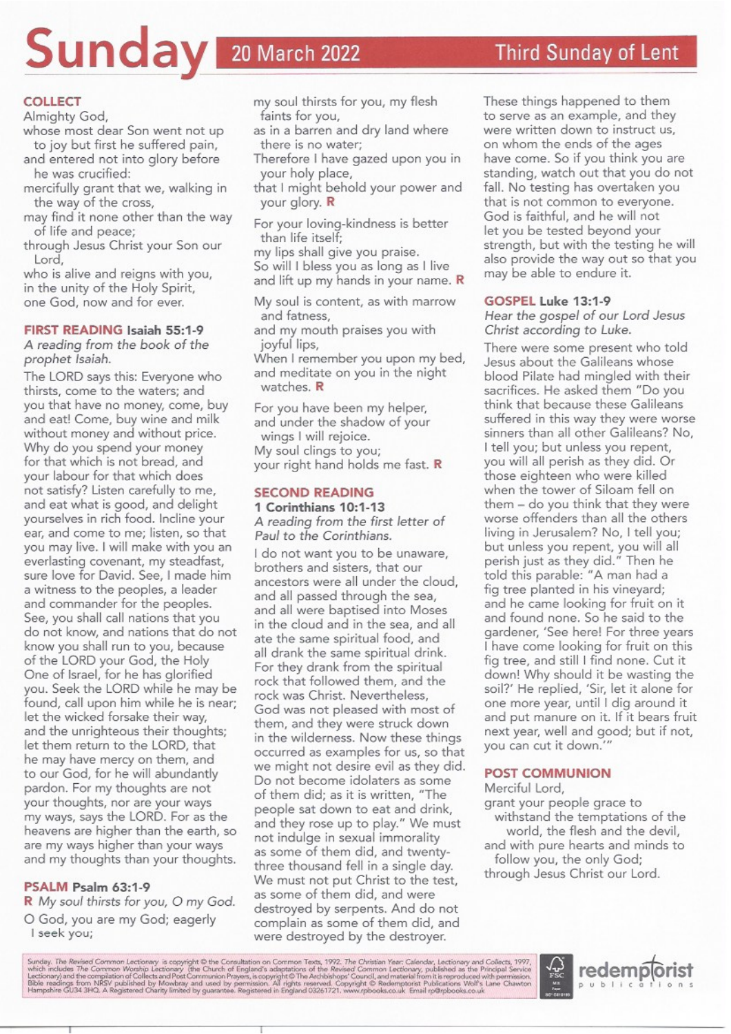# Sunday 20 March 2022 Third Sunday of Lent

## COLLECT

Almighty God,
whose most dear Son went not up to joy but first he suffered pain,
and entered not into glory before he was crucified:
mercifully grant that we, walking in the way of the cross,
may find it none other than the way of life and peace;
through Jesus Christ your Son our Lord,
who is alive and reigns with you,
in the unity of the Holy Spirit,
one God, now and for ever.

## FIRST READING Isaiah 55:1-9

*A reading from the book of the prophet Isaiah.*

The LORD says this: Everyone who thirsts, come to the waters; and you that have no money, come, buy and eat! Come, buy wine and milk without money and without price. Why do you spend your money for that which is not bread, and your labour for that which does not satisfy? Listen carefully to me, and eat what is good, and delight yourselves in rich food. Incline your ear, and come to me; listen, so that you may live. I will make with you an everlasting covenant, my steadfast, sure love for David. See, I made him a witness to the peoples, a leader and commander for the peoples. See, you shall call nations that you do not know, and nations that do not know you shall run to you, because of the LORD your God, the Holy One of Israel, for he has glorified you. Seek the LORD while he may be found, call upon him while he is near; let the wicked forsake their way, and the unrighteous their thoughts; let them return to the LORD, that he may have mercy on them, and to our God, for he will abundantly pardon. For my thoughts are not your thoughts, nor are your ways my ways, says the LORD. For as the heavens are higher than the earth, so are my ways higher than your ways and my thoughts than your thoughts.

## PSALM Psalm 63:1-9

**R** *My soul thirsts for you, O my God.*

O God, you are my God; eagerly I seek you;
my soul thirsts for you, my flesh faints for you,
as in a barren and dry land where there is no water;
Therefore I have gazed upon you in your holy place,
that I might behold your power and your glory. **R**

For your loving-kindness is better than life itself;
my lips shall give you praise.
So will I bless you as long as I live
and lift up my hands in your name. **R**

My soul is content, as with marrow and fatness,
and my mouth praises you with joyful lips,
When I remember you upon my bed,
and meditate on you in the night watches. **R**

For you have been my helper,
and under the shadow of your wings I will rejoice.
My soul clings to you;
your right hand holds me fast. **R**

## SECOND READING 1 Corinthians 10:1-13

*A reading from the first letter of Paul to the Corinthians.*

I do not want you to be unaware, brothers and sisters, that our ancestors were all under the cloud, and all passed through the sea, and all were baptised into Moses in the cloud and in the sea, and all ate the same spiritual food, and all drank the same spiritual drink. For they drank from the spiritual rock that followed them, and the rock was Christ. Nevertheless, God was not pleased with most of them, and they were struck down in the wilderness. Now these things occurred as examples for us, so that we might not desire evil as they did. Do not become idolaters as some of them did; as it is written, "The people sat down to eat and drink, and they rose up to play." We must not indulge in sexual immorality as some of them did, and twenty-three thousand fell in a single day. We must not put Christ to the test, as some of them did, and were destroyed by serpents. And do not complain as some of them did, and were destroyed by the destroyer. These things happened to them to serve as an example, and they were written down to instruct us, on whom the ends of the ages have come. So if you think you are standing, watch out that you do not fall. No testing has overtaken you that is not common to everyone. God is faithful, and he will not let you be tested beyond your strength, but with the testing he will also provide the way out so that you may be able to endure it.

## GOSPEL Luke 13:1-9

*Hear the gospel of our Lord Jesus Christ according to Luke.*

There were some present who told Jesus about the Galileans whose blood Pilate had mingled with their sacrifices. He asked them "Do you think that because these Galileans suffered in this way they were worse sinners than all other Galileans? No, I tell you; but unless you repent, you will all perish as they did. Or those eighteen who were killed when the tower of Siloam fell on them – do you think that they were worse offenders than all the others living in Jerusalem? No, I tell you; but unless you repent, you will all perish just as they did." Then he told this parable: "A man had a fig tree planted in his vineyard; and he came looking for fruit on it and found none. So he said to the gardener, 'See here! For three years I have come looking for fruit on this fig tree, and still I find none. Cut it down! Why should it be wasting the soil?' He replied, 'Sir, let it alone for one more year, until I dig around it and put manure on it. If it bears fruit next year, well and good; but if not, you can cut it down.'"

## POST COMMUNION

Merciful Lord,
grant your people grace to withstand the temptations of the world, the flesh and the devil,
and with pure hearts and minds to follow you, the only God;
through Jesus Christ our Lord.

Sunday. *The Revised Common Lectionary* is copyright © the Consultation on Common Texts, 1992. *The Christian Year: Calendar, Lectionary and Collects*, 1997, which includes *The Common Worship Lectionary* (the Church of England's adaptations of the *Revised Common Lectionary*, published as the Principal Service Lectionary) and the compilation of Collects and Post Communion Prayers, is copyright © The Archbishops' Council, and material from it is reproduced with permission. Bible readings from NRSV published by Mowbray and used by permission. All rights reserved. Copyright © Redemptorist Publications Wolf's Lane Chawton Hampshire GU34 3HQ. A Registered Charity limited by guarantee. Registered in England 03261721. www.rpbooks.co.uk Email rp@rpbooks.co.uk

redemptorist publications